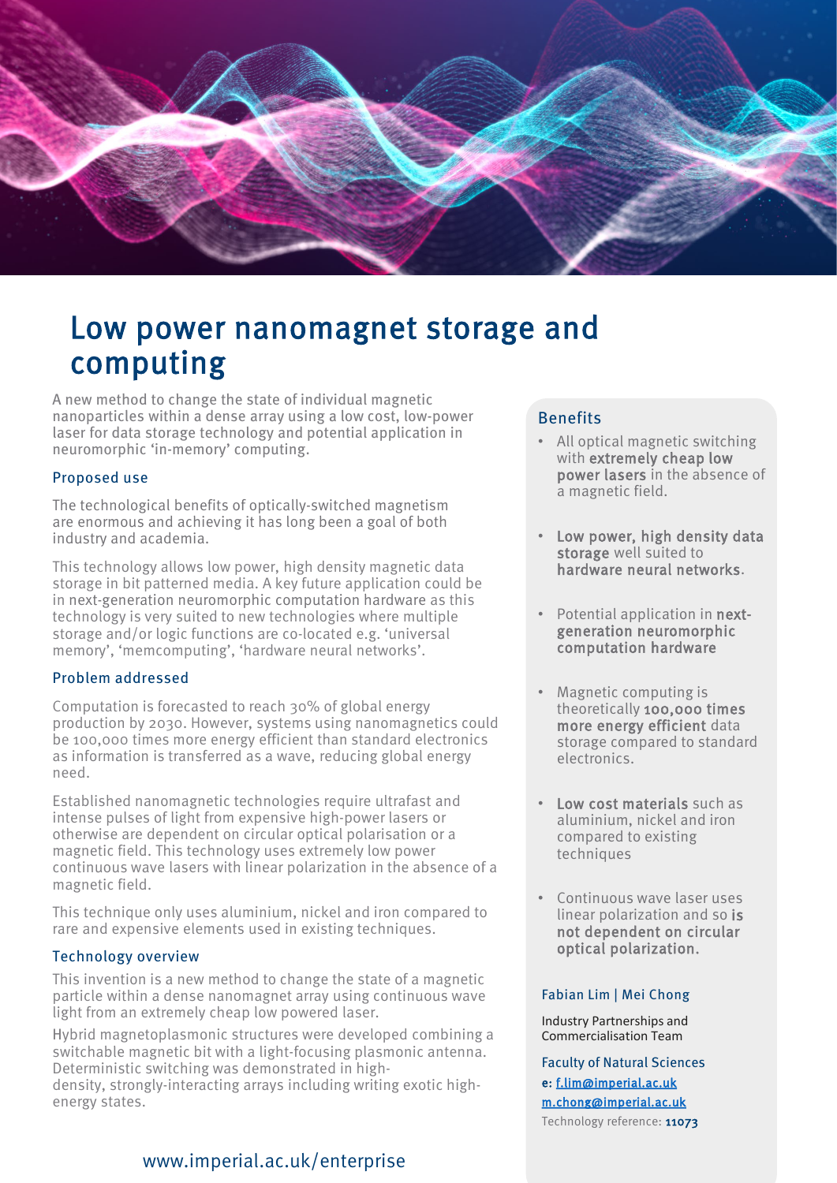# Low power nanomagnet storage and computing

A new method to change the state of individual magnetic nanoparticles within a dense array using a low cost, low-power laser for data storage technology and potential application in neuromorphic 'in-memory' computing.

## Proposed use

The technological benefits of optically-switched magnetism are enormous and achieving it has long been a goal of both industry and academia.

This technology allows low power, high density magnetic data storage in bit patterned media. A key future application could be in next-generation neuromorphic computation hardware as this technology is very suited to new technologies where multiple storage and/or logic functions are co-located e.g. 'universal memory', 'memcomputing', 'hardware neural networks'.

## Problem addressed

Computation is forecasted to reach 30% of global energy production by 2030. However, systems using nanomagnetics could be 100,000 times more energy efficient than standard electronics as information is transferred as a wave, reducing global energy need.

Established nanomagnetic technologies require ultrafast and intense pulses of light from expensive high-power lasers or otherwise are dependent on circular optical polarisation or a magnetic field. This technology uses extremely low power continuous wave lasers with linear polarization in the absence of a magnetic field.

This technique only uses aluminium, nickel and iron compared to rare and expensive elements used in existing techniques.

## Technology overview

This invention is a new method to change the state of a magnetic particle within a dense nanomagnet array using continuous wave light from an extremely cheap low powered laser.

Hybrid magnetoplasmonic structures were developed combining a switchable magnetic bit with a light-focusing plasmonic antenna. Deterministic switching was demonstrated in high-density, strongly-interacting arrays including writing exotic high-energy states.

## Benefits

- All optical magnetic switching with **extremely cheap low power lasers** in the absence of a magnetic field.
- **Low power, high density data storage** well suited to **hardware neural networks**.
- Potential application in **next-generation neuromorphic computation hardware**
- Magnetic computing is theoretically **100,000 times more energy efficient** data storage compared to standard electronics.
- **Low cost materials** such as aluminium, nickel and iron compared to existing techniques
- Continuous wave laser uses linear polarization and so **is not dependent on circular optical polarization.**

Fabian Lim | Mei Chong

Industry Partnerships and Commercialisation Team

Faculty of Natural Sciences

**e:** f.lim@imperial.ac.uk
m.chong@imperial.ac.uk

Technology reference: **11073**

www.imperial.ac.uk/enterprise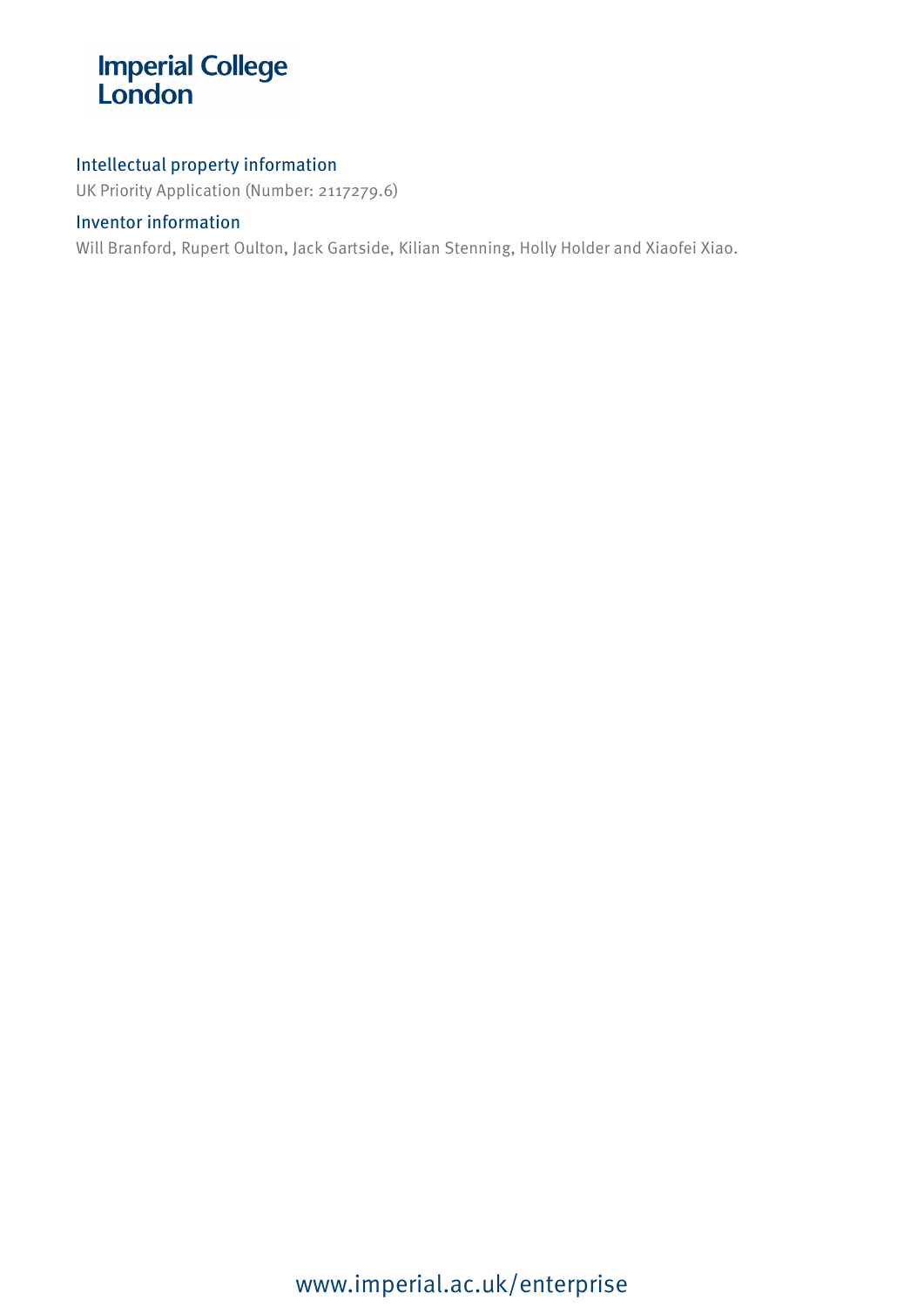Imperial College London

## Intellectual property information

UK Priority Application (Number: 2117279.6)

## Inventor information

Will Branford, Rupert Oulton, Jack Gartside, Kilian Stenning, Holly Holder and Xiaofei Xiao.

www.imperial.ac.uk/enterprise